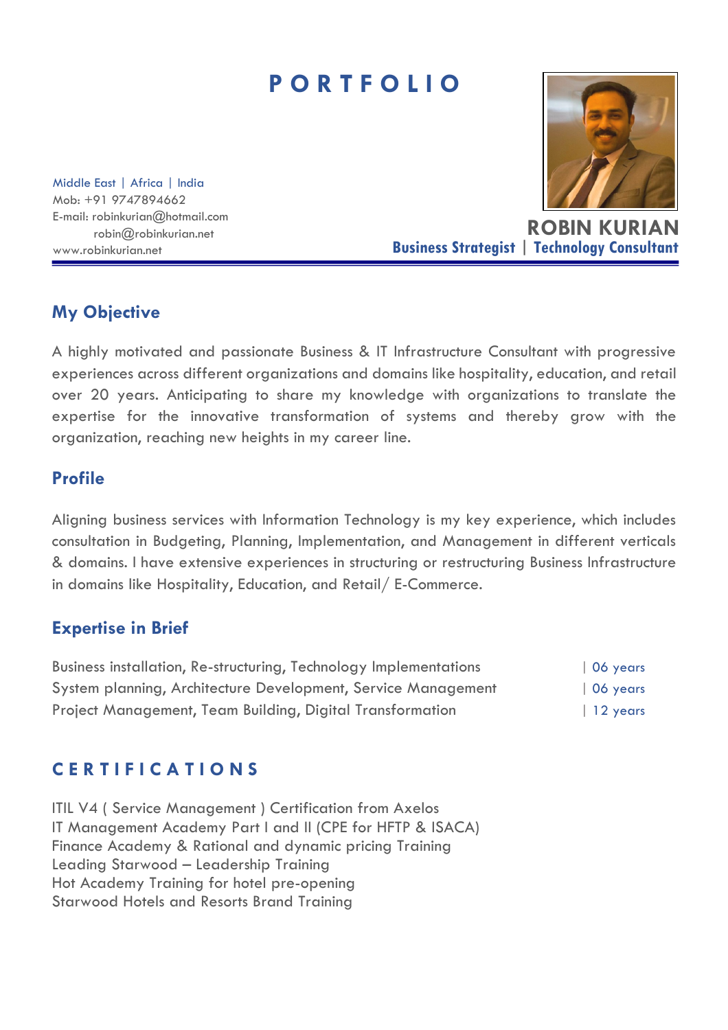# PORTFOLIO

Middle East | Africa | India
Mob: +91 9747894662
E-mail: robinkurian@hotmail.com
robin@robinkurian.net
www.robinkurian.net

**ROBIN KURIAN**
**Business Strategist | Technology Consultant**

## My Objective

A highly motivated and passionate Business & IT Infrastructure Consultant with progressive experiences across different organizations and domains like hospitality, education, and retail over 20 years. Anticipating to share my knowledge with organizations to translate the expertise for the innovative transformation of systems and thereby grow with the organization, reaching new heights in my career line.

## Profile

Aligning business services with Information Technology is my key experience, which includes consultation in Budgeting, Planning, Implementation, and Management in different verticals & domains. I have extensive experiences in structuring or restructuring Business Infrastructure in domains like Hospitality, Education, and Retail/ E-Commerce.

## Expertise in Brief

| Expertise | Duration |
|---|---|
| Business installation, Re-structuring, Technology Implementations | 06 years |
| System planning, Architecture Development, Service Management | 06 years |
| Project Management, Team Building, Digital Transformation | 12 years |

## CERTIFICATIONS

ITIL V4 ( Service Management ) Certification from Axelos
IT Management Academy Part I and II (CPE for HFTP & ISACA)
Finance Academy & Rational and dynamic pricing Training
Leading Starwood – Leadership Training
Hot Academy Training for hotel pre-opening
Starwood Hotels and Resorts Brand Training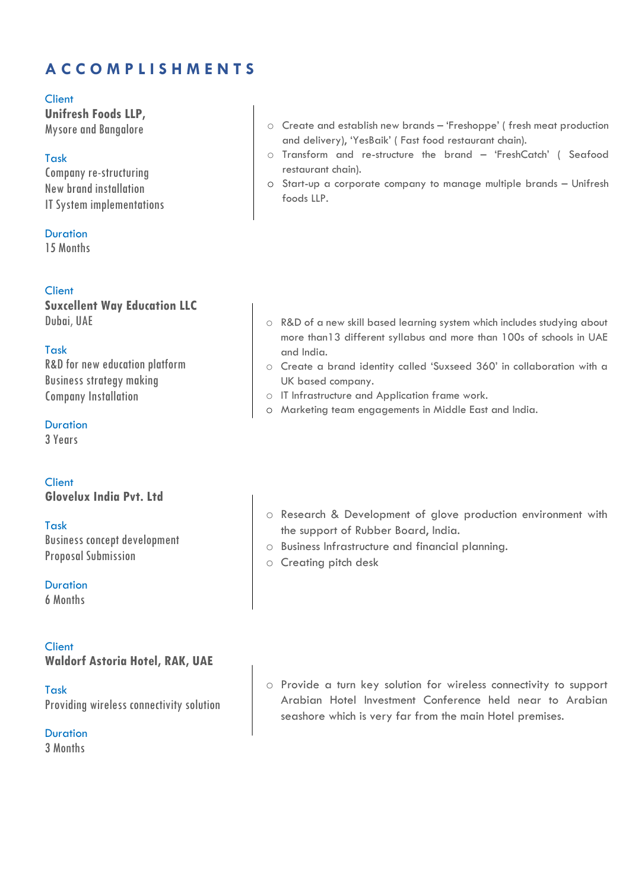# ACCOMPLISHMENTS

Client
**Unifresh Foods LLP,**
Mysore and Bangalore

Task
Company re-structuring
New brand installation
IT System implementations

Duration
15 Months

- Create and establish new brands – 'Freshoppe' ( fresh meat production and delivery), 'YesBaik' ( Fast food restaurant chain).
- Transform and re-structure the brand – 'FreshCatch' ( Seafood restaurant chain).
- Start-up a corporate company to manage multiple brands – Unifresh foods LLP.

Client
**Suxcellent Way Education LLC**
Dubai, UAE

Task
R&D for new education platform
Business strategy making
Company Installation

Duration
3 Years

- R&D of a new skill based learning system which includes studying about more than13 different syllabus and more than 100s of schools in UAE and India.
- Create a brand identity called 'Suxseed 360' in collaboration with a UK based company.
- IT Infrastructure and Application frame work.
- Marketing team engagements in Middle East and India.

Client
**Glovelux India Pvt. Ltd**

Task
Business concept development
Proposal Submission

Duration
6 Months

- Research & Development of glove production environment with the support of Rubber Board, India.
- Business Infrastructure and financial planning.
- Creating pitch desk

Client
**Waldorf Astoria Hotel, RAK, UAE**

Task
Providing wireless connectivity solution

Duration
3 Months

- Provide a turn key solution for wireless connectivity to support Arabian Hotel Investment Conference held near to Arabian seashore which is very far from the main Hotel premises.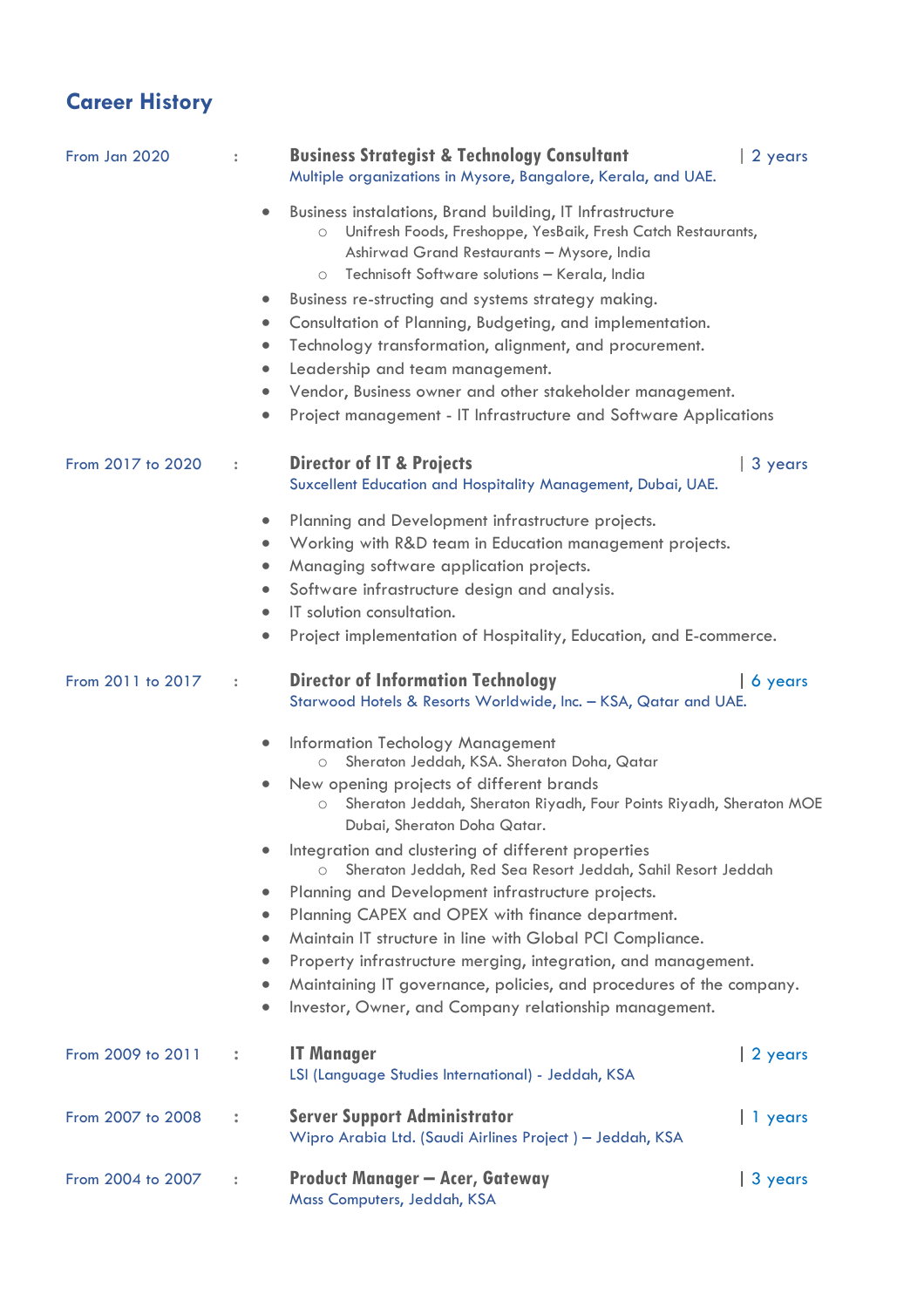## Career History

From Jan 2020 : **Business Strategist & Technology Consultant** | 2 years
Multiple organizations in Mysore, Bangalore, Kerala, and UAE.

- Business instalations, Brand building, IT Infrastructure
  - Unifresh Foods, Freshoppe, YesBaik, Fresh Catch Restaurants, Ashirwad Grand Restaurants – Mysore, India
  - Technisoft Software solutions – Kerala, India
- Business re-structing and systems strategy making.
- Consultation of Planning, Budgeting, and implementation.
- Technology transformation, alignment, and procurement.
- Leadership and team management.
- Vendor, Business owner and other stakeholder management.
- Project management - IT Infrastructure and Software Applications

From 2017 to 2020 : **Director of IT & Projects** | 3 years
Suxcellent Education and Hospitality Management, Dubai, UAE.

- Planning and Development infrastructure projects.
- Working with R&D team in Education management projects.
- Managing software application projects.
- Software infrastructure design and analysis.
- IT solution consultation.
- Project implementation of Hospitality, Education, and E-commerce.

From 2011 to 2017 : **Director of Information Technology** | 6 years
Starwood Hotels & Resorts Worldwide, Inc. – KSA, Qatar and UAE.

- Information Techology Management
  - Sheraton Jeddah, KSA. Sheraton Doha, Qatar
- New opening projects of different brands
  - Sheraton Jeddah, Sheraton Riyadh, Four Points Riyadh, Sheraton MOE Dubai, Sheraton Doha Qatar.
- Integration and clustering of different properties
  - Sheraton Jeddah, Red Sea Resort Jeddah, Sahil Resort Jeddah
- Planning and Development infrastructure projects.
- Planning CAPEX and OPEX with finance department.
- Maintain IT structure in line with Global PCI Compliance.
- Property infrastructure merging, integration, and management.
- Maintaining IT governance, policies, and procedures of the company.
- Investor, Owner, and Company relationship management.

From 2009 to 2011 : **IT Manager** | 2 years
LSI (Language Studies International) - Jeddah, KSA

From 2007 to 2008 : **Server Support Administrator** | 1 years
Wipro Arabia Ltd. (Saudi Airlines Project ) – Jeddah, KSA

From 2004 to 2007 : **Product Manager – Acer, Gateway** | 3 years
Mass Computers, Jeddah, KSA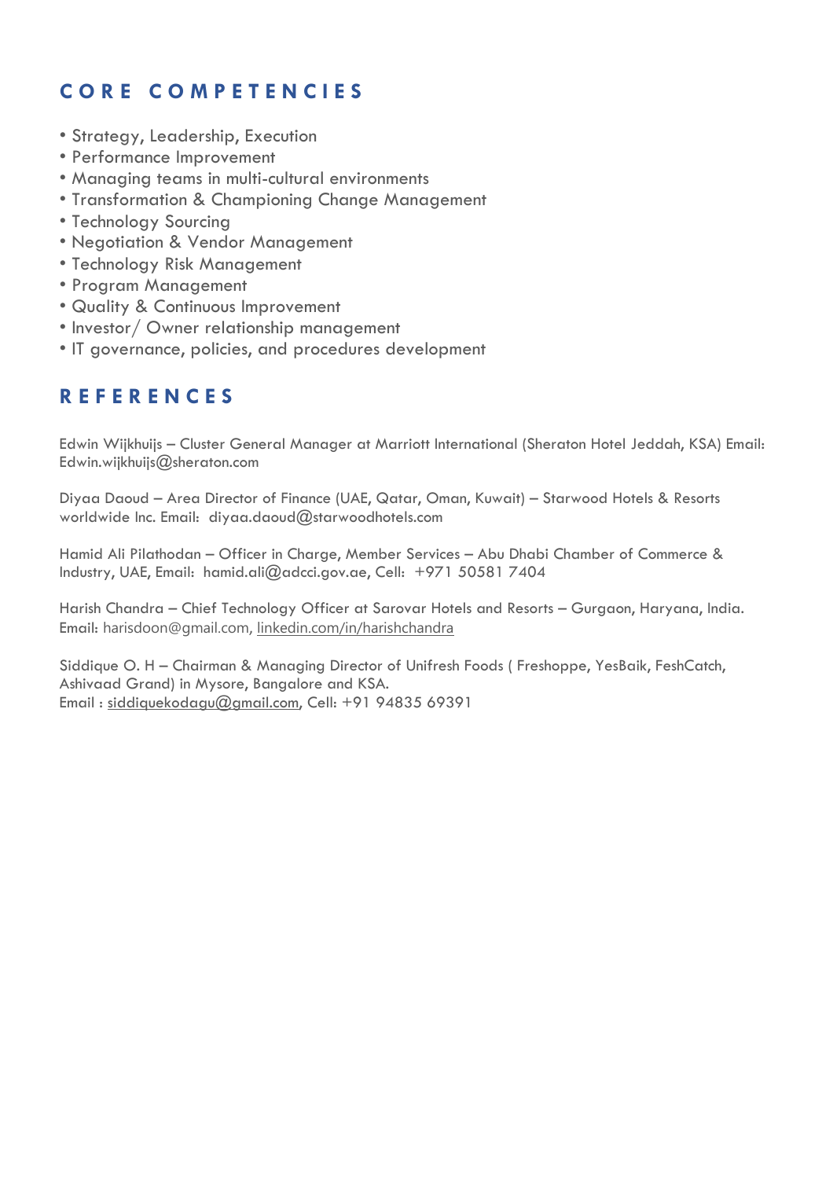## CORE COMPETENCIES

- Strategy, Leadership, Execution
- Performance Improvement
- Managing teams in multi-cultural environments
- Transformation & Championing Change Management
- Technology Sourcing
- Negotiation & Vendor Management
- Technology Risk Management
- Program Management
- Quality & Continuous Improvement
- Investor/ Owner relationship management
- IT governance, policies, and procedures development

## REFERENCES

Edwin Wijkhuijs – Cluster General Manager at Marriott International (Sheraton Hotel Jeddah, KSA) Email: Edwin.wijkhuijs@sheraton.com

Diyaa Daoud – Area Director of Finance (UAE, Qatar, Oman, Kuwait) – Starwood Hotels & Resorts worldwide Inc. Email: diyaa.daoud@starwoodhotels.com

Hamid Ali Pilathodan – Officer in Charge, Member Services – Abu Dhabi Chamber of Commerce & Industry, UAE, Email: hamid.ali@adcci.gov.ae, Cell: +971 50581 7404

Harish Chandra – Chief Technology Officer at Sarovar Hotels and Resorts – Gurgaon, Haryana, India. Email: harisdoon@gmail.com, linkedin.com/in/harishchandra

Siddique O. H – Chairman & Managing Director of Unifresh Foods ( Freshoppe, YesBaik, FeshCatch, Ashivaad Grand) in Mysore, Bangalore and KSA.
Email : siddiquekodagu@gmail.com, Cell: +91 94835 69391